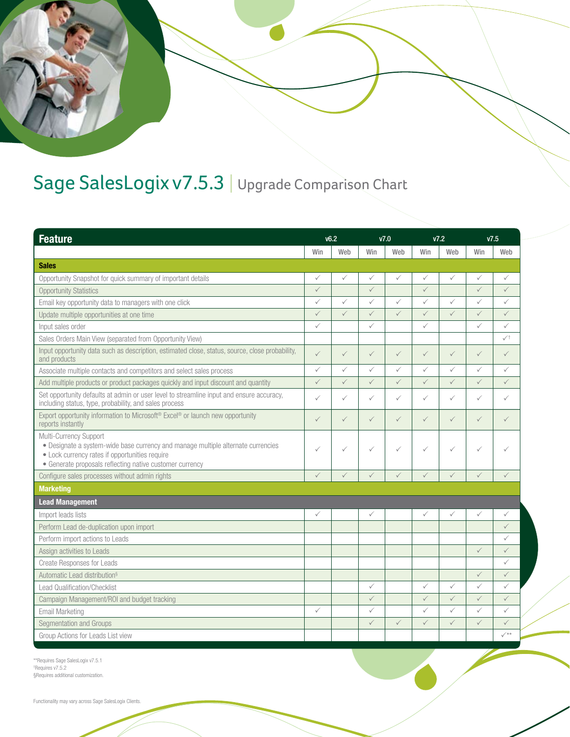# Sage SalesLogix v7.5.3 | Upgrade Comparison Chart

| Feature | v6.2 | | v7.0 | | v7.2 | | v7.5 | |
|---|---|---|---|---|---|---|---|---|
| | Win | Web | Win | Web | Win | Web | Win | Web |
| **Sales** | | | | | | | | |
| Opportunity Snapshot for quick summary of important details | ✓ | ✓ | ✓ | ✓ | ✓ | ✓ | ✓ | ✓ |
| Opportunity Statistics | ✓ | | ✓ | | ✓ | | ✓ | ✓ |
| Email key opportunity data to managers with one click | ✓ | ✓ | ✓ | ✓ | ✓ | ✓ | ✓ | ✓ |
| Update multiple opportunities at one time | ✓ | ✓ | ✓ | ✓ | ✓ | ✓ | ✓ | ✓ |
| Input sales order | ✓ | | ✓ | | ✓ | | ✓ | ✓ |
| Sales Orders Main View (separated from Opportunity View) | | | | | | | | ✓† |
| Input opportunity data such as description, estimated close, status, source, close probability, and products | ✓ | ✓ | ✓ | ✓ | ✓ | ✓ | ✓ | ✓ |
| Associate multiple contacts and competitors and select sales process | ✓ | ✓ | ✓ | ✓ | ✓ | ✓ | ✓ | ✓ |
| Add multiple products or product packages quickly and input discount and quantity | ✓ | ✓ | ✓ | ✓ | ✓ | ✓ | ✓ | ✓ |
| Set opportunity defaults at admin or user level to streamline input and ensure accuracy, including status, type, probability, and sales process | ✓ | ✓ | ✓ | ✓ | ✓ | ✓ | ✓ | ✓ |
| Export opportunity information to Microsoft® Excel® or launch new opportunity reports instantly | ✓ | ✓ | ✓ | ✓ | ✓ | ✓ | ✓ | ✓ |
| Multi-Currency Support<br>• Designate a system-wide base currency and manage multiple alternate currencies<br>• Lock currency rates if opportunities require<br>• Generate proposals reflecting native customer currency | ✓ | ✓ | ✓ | ✓ | ✓ | ✓ | ✓ | ✓ |
| Configure sales processes without admin rights | ✓ | ✓ | ✓ | ✓ | ✓ | ✓ | ✓ | ✓ |
| **Marketing** | | | | | | | | |
| **Lead Management** | | | | | | | | |
| Import leads lists | ✓ | | ✓ | | ✓ | ✓ | ✓ | ✓ |
| Perform Lead de-duplication upon import | | | | | | | | ✓ |
| Perform import actions to Leads | | | | | | | | ✓ |
| Assign activities to Leads | | | | | | | ✓ | ✓ |
| Create Responses for Leads | | | | | | | | ✓ |
| Automatic Lead distribution§ | | | | | | | ✓ | ✓ |
| Lead Qualification/Checklist | | | ✓ | | ✓ | ✓ | ✓ | ✓ |
| Campaign Management/ROI and budget tracking | | | ✓ | | ✓ | ✓ | ✓ | ✓ |
| Email Marketing | ✓ | | ✓ | | ✓ | ✓ | ✓ | ✓ |
| Segmentation and Groups | | | ✓ | ✓ | ✓ | ✓ | ✓ | ✓ |
| Group Actions for Leads List view | | | | | | | | ✓** |

**Requires Sage SalesLogix v7.5.1
†Requires v7.5.2
§Requires additional customization.

Functionality may vary across Sage SalesLogix Clients.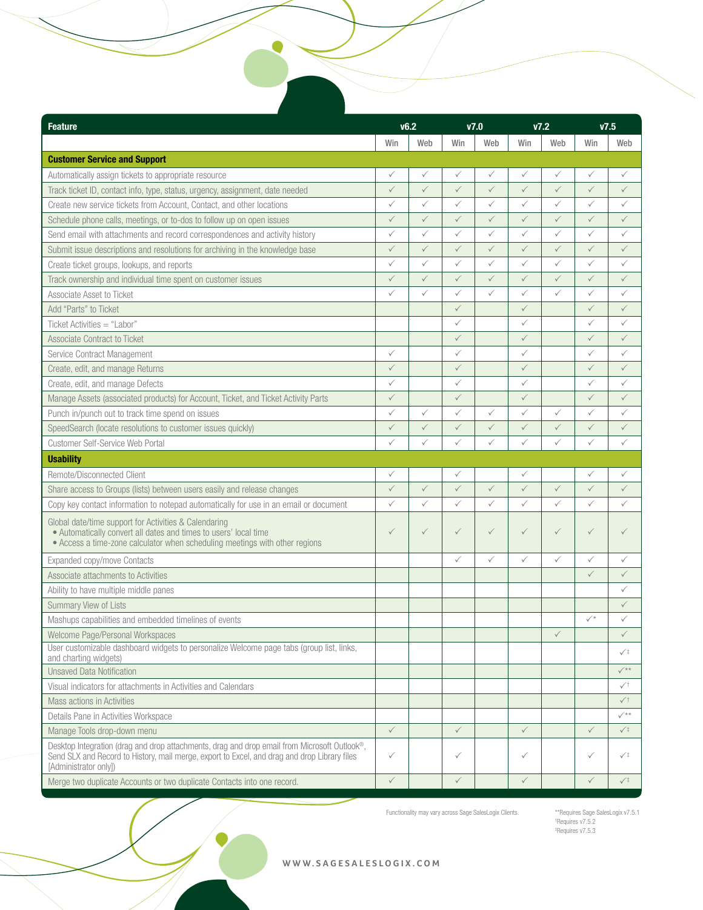| Feature | v6.2 | | v7.0 | | v7.2 | | v7.5 | |
|---|---|---|---|---|---|---|---|---|
| | Win | Web | Win | Web | Win | Web | Win | Web |
| **Customer Service and Support** | | | | | | | | |
| Automatically assign tickets to appropriate resource | ✓ | ✓ | ✓ | ✓ | ✓ | ✓ | ✓ | ✓ |
| Track ticket ID, contact info, type, status, urgency, assignment, date needed | ✓ | ✓ | ✓ | ✓ | ✓ | ✓ | ✓ | ✓ |
| Create new service tickets from Account, Contact, and other locations | ✓ | ✓ | ✓ | ✓ | ✓ | ✓ | ✓ | ✓ |
| Schedule phone calls, meetings, or to-dos to follow up on open issues | ✓ | ✓ | ✓ | ✓ | ✓ | ✓ | ✓ | ✓ |
| Send email with attachments and record correspondences and activity history | ✓ | ✓ | ✓ | ✓ | ✓ | ✓ | ✓ | ✓ |
| Submit issue descriptions and resolutions for archiving in the knowledge base | ✓ | ✓ | ✓ | ✓ | ✓ | ✓ | ✓ | ✓ |
| Create ticket groups, lookups, and reports | ✓ | ✓ | ✓ | ✓ | ✓ | ✓ | ✓ | ✓ |
| Track ownership and individual time spent on customer issues | ✓ | ✓ | ✓ | ✓ | ✓ | ✓ | ✓ | ✓ |
| Associate Asset to Ticket | ✓ | ✓ | ✓ | ✓ | ✓ | ✓ | ✓ | ✓ |
| Add "Parts" to Ticket | | | ✓ | | ✓ | | ✓ | ✓ |
| Ticket Activities = "Labor" | | | ✓ | | ✓ | | ✓ | ✓ |
| Associate Contract to Ticket | | | ✓ | | ✓ | | ✓ | ✓ |
| Service Contract Management | ✓ | | ✓ | | ✓ | | ✓ | ✓ |
| Create, edit, and manage Returns | ✓ | | ✓ | | ✓ | | ✓ | ✓ |
| Create, edit, and manage Defects | ✓ | | ✓ | | ✓ | | ✓ | ✓ |
| Manage Assets (associated products) for Account, Ticket, and Ticket Activity Parts | ✓ | | ✓ | | ✓ | | ✓ | ✓ |
| Punch in/punch out to track time spend on issues | ✓ | ✓ | ✓ | ✓ | ✓ | ✓ | ✓ | ✓ |
| SpeedSearch (locate resolutions to customer issues quickly) | ✓ | ✓ | ✓ | ✓ | ✓ | ✓ | ✓ | ✓ |
| Customer Self-Service Web Portal | ✓ | ✓ | ✓ | ✓ | ✓ | ✓ | ✓ | ✓ |
| **Usability** | | | | | | | | |
| Remote/Disconnected Client | ✓ | | ✓ | | ✓ | | ✓ | ✓ |
| Share access to Groups (lists) between users easily and release changes | ✓ | ✓ | ✓ | ✓ | ✓ | ✓ | ✓ | ✓ |
| Copy key contact information to notepad automatically for use in an email or document | ✓ | ✓ | ✓ | ✓ | ✓ | ✓ | ✓ | ✓ |
| Global date/time support for Activities & Calendaring • Automatically convert all dates and times to users' local time • Access a time-zone calculator when scheduling meetings with other regions | ✓ | ✓ | ✓ | ✓ | ✓ | ✓ | ✓ | ✓ |
| Expanded copy/move Contacts | | | ✓ | ✓ | ✓ | ✓ | ✓ | ✓ |
| Associate attachments to Activities | | | | | | | ✓ | ✓ |
| Ability to have multiple middle panes | | | | | | | | ✓ |
| Summary View of Lists | | | | | | | | ✓ |
| Mashups capabilities and embedded timelines of events | | | | | | | ✓* | ✓ |
| Welcome Page/Personal Workspaces | | | | | | ✓ | | ✓ |
| User customizable dashboard widgets to personalize Welcome page tabs (group list, links, and charting widgets) | | | | | | | | ✓‡ |
| Unsaved Data Notification | | | | | | | | ✓** |
| Visual indicators for attachments in Activities and Calendars | | | | | | | | ✓† |
| Mass actions in Activities | | | | | | | | ✓† |
| Details Pane in Activities Workspace | | | | | | | | ✓** |
| Manage Tools drop-down menu | ✓ | | ✓ | | ✓ | | ✓ | ✓‡ |
| Desktop Integration (drag and drop attachments, drag and drop email from Microsoft Outlook®, Send SLX and Record to History, mail merge, export to Excel, and drag and drop Library files [Administrator only]) | ✓ | | ✓ | | ✓ | | ✓ | ✓‡ |
| Merge two duplicate Accounts or two duplicate Contacts into one record. | ✓ | | ✓ | | ✓ | | ✓ | ✓‡ |

Functionality may vary across Sage SalesLogix Clients.

**Requires Sage SalesLogix v7.5.1
†Requires v7.5.2
‡Requires v7.5.3

WWW.SAGESALESLOGIX.COM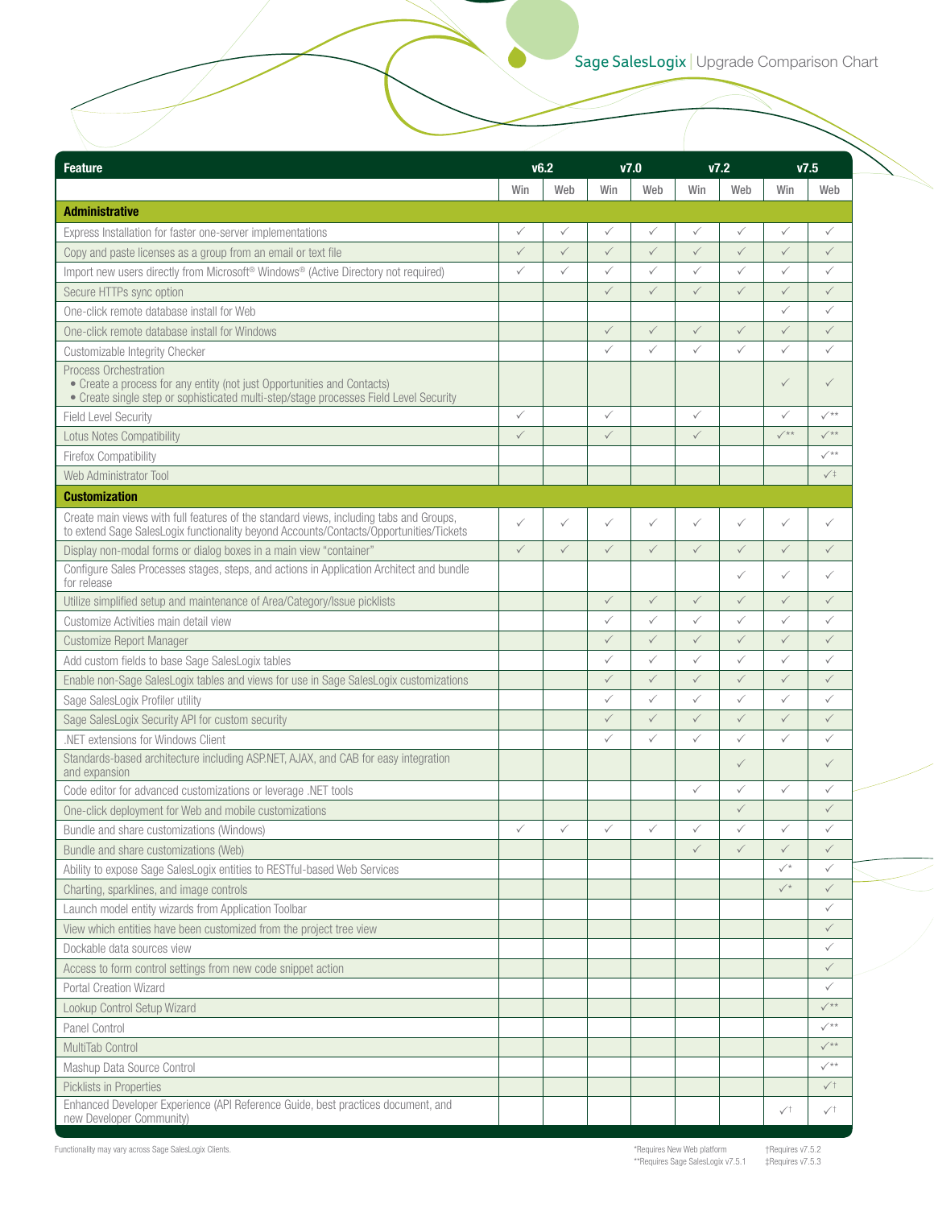## Sage SalesLogix | Upgrade Comparison Chart

| Feature | v6.2 | | v7.0 | | v7.2 | | v7.5 | |
|---|---|---|---|---|---|---|---|---|
| | Win | Web | Win | Web | Win | Web | Win | Web |
| **Administrative** | | | | | | | | |
| Express Installation for faster one-server implementations | ✓ | ✓ | ✓ | ✓ | ✓ | ✓ | ✓ | ✓ |
| Copy and paste licenses as a group from an email or text file | ✓ | ✓ | ✓ | ✓ | ✓ | ✓ | ✓ | ✓ |
| Import new users directly from Microsoft® Windows® (Active Directory not required) | ✓ | ✓ | ✓ | ✓ | ✓ | ✓ | ✓ | ✓ |
| Secure HTTPs sync option | | | ✓ | ✓ | ✓ | ✓ | ✓ | ✓ |
| One-click remote database install for Web | | | | | | | ✓ | ✓ |
| One-click remote database install for Windows | | | ✓ | ✓ | ✓ | ✓ | ✓ | ✓ |
| Customizable Integrity Checker | | | ✓ | ✓ | ✓ | ✓ | ✓ | ✓ |
| Process Orchestration<br>• Create a process for any entity (not just Opportunities and Contacts)<br>• Create single step or sophisticated multi-step/stage processes Field Level Security | | | | | | | ✓ | ✓ |
| Field Level Security | ✓ | | ✓ | | ✓ | | ✓ | ✓** |
| Lotus Notes Compatibility | ✓ | | ✓ | | ✓ | | ✓** | ✓** |
| Firefox Compatibility | | | | | | | | ✓** |
| Web Administrator Tool | | | | | | | | ✓‡ |
| **Customization** | | | | | | | | |
| Create main views with full features of the standard views, including tabs and Groups, to extend Sage SalesLogix functionality beyond Accounts/Contacts/Opportunities/Tickets | ✓ | ✓ | ✓ | ✓ | ✓ | ✓ | ✓ | ✓ |
| Display non-modal forms or dialog boxes in a main view "container" | ✓ | ✓ | ✓ | ✓ | ✓ | ✓ | ✓ | ✓ |
| Configure Sales Processes stages, steps, and actions in Application Architect and bundle for release | | | | | | ✓ | ✓ | ✓ |
| Utilize simplified setup and maintenance of Area/Category/Issue picklists | | | ✓ | ✓ | ✓ | ✓ | ✓ | ✓ |
| Customize Activities main detail view | | | ✓ | ✓ | ✓ | ✓ | ✓ | ✓ |
| Customize Report Manager | | | ✓ | ✓ | ✓ | ✓ | ✓ | ✓ |
| Add custom fields to base Sage SalesLogix tables | | | ✓ | ✓ | ✓ | ✓ | ✓ | ✓ |
| Enable non-Sage SalesLogix tables and views for use in Sage SalesLogix customizations | | | ✓ | ✓ | ✓ | ✓ | ✓ | ✓ |
| Sage SalesLogix Profiler utility | | | ✓ | ✓ | ✓ | ✓ | ✓ | ✓ |
| Sage SalesLogix Security API for custom security | | | ✓ | ✓ | ✓ | ✓ | ✓ | ✓ |
| .NET extensions for Windows Client | | | ✓ | ✓ | ✓ | ✓ | ✓ | ✓ |
| Standards-based architecture including ASP.NET, AJAX, and CAB for easy integration and expansion | | | | | | ✓ | | ✓ |
| Code editor for advanced customizations or leverage .NET tools | | | | | ✓ | ✓ | ✓ | ✓ |
| One-click deployment for Web and mobile customizations | | | | | | ✓ | | ✓ |
| Bundle and share customizations (Windows) | ✓ | ✓ | ✓ | ✓ | ✓ | ✓ | ✓ | ✓ |
| Bundle and share customizations (Web) | | | | | ✓ | ✓ | ✓ | ✓ |
| Ability to expose Sage SalesLogix entities to RESTful-based Web Services | | | | | | | ✓* | ✓ |
| Charting, sparklines, and image controls | | | | | | | ✓* | ✓ |
| Launch model entity wizards from Application Toolbar | | | | | | | | ✓ |
| View which entities have been customized from the project tree view | | | | | | | | ✓ |
| Dockable data sources view | | | | | | | | ✓ |
| Access to form control settings from new code snippet action | | | | | | | | ✓ |
| Portal Creation Wizard | | | | | | | | ✓ |
| Lookup Control Setup Wizard | | | | | | | | ✓** |
| Panel Control | | | | | | | | ✓** |
| MultiTab Control | | | | | | | | ✓** |
| Mashup Data Source Control | | | | | | | | ✓** |
| Picklists in Properties | | | | | | | | ✓† |
| Enhanced Developer Experience (API Reference Guide, best practices document, and new Developer Community) | | | | | | | ✓† | ✓† |

Functionality may vary across Sage SalesLogix Clients.

*Requires New Web platform
**Requires Sage SalesLogix v7.5.1
†Requires v7.5.2
‡Requires v7.5.3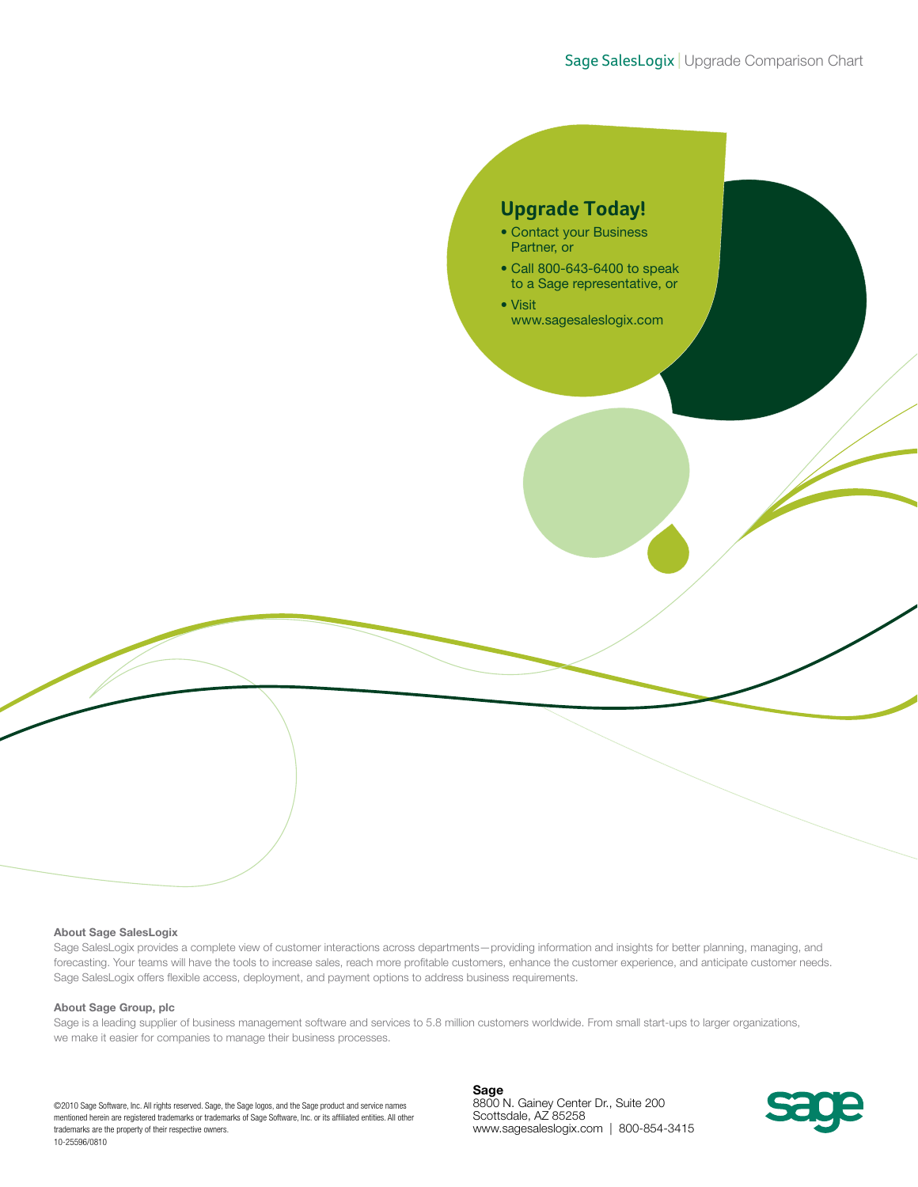## Upgrade Today!

- Contact your Business Partner, or
- Call 800-643-6400 to speak to a Sage representative, or
- Visit www.sagesaleslogix.com

**About Sage SalesLogix**

Sage SalesLogix provides a complete view of customer interactions across departments—providing information and insights for better planning, managing, and forecasting. Your teams will have the tools to increase sales, reach more profitable customers, enhance the customer experience, and anticipate customer needs. Sage SalesLogix offers flexible access, deployment, and payment options to address business requirements.

**About Sage Group, plc**

Sage is a leading supplier of business management software and services to 5.8 million customers worldwide. From small start-ups to larger organizations, we make it easier for companies to manage their business processes.

©2010 Sage Software, Inc. All rights reserved. Sage, the Sage logos, and the Sage product and service names mentioned herein are registered trademarks or trademarks of Sage Software, Inc. or its affiliated entities. All other trademarks are the property of their respective owners.
10-25596/0810

**Sage**
8800 N. Gainey Center Dr., Suite 200
Scottsdale, AZ 85258
www.sagesaleslogix.com | 800-854-3415

sage